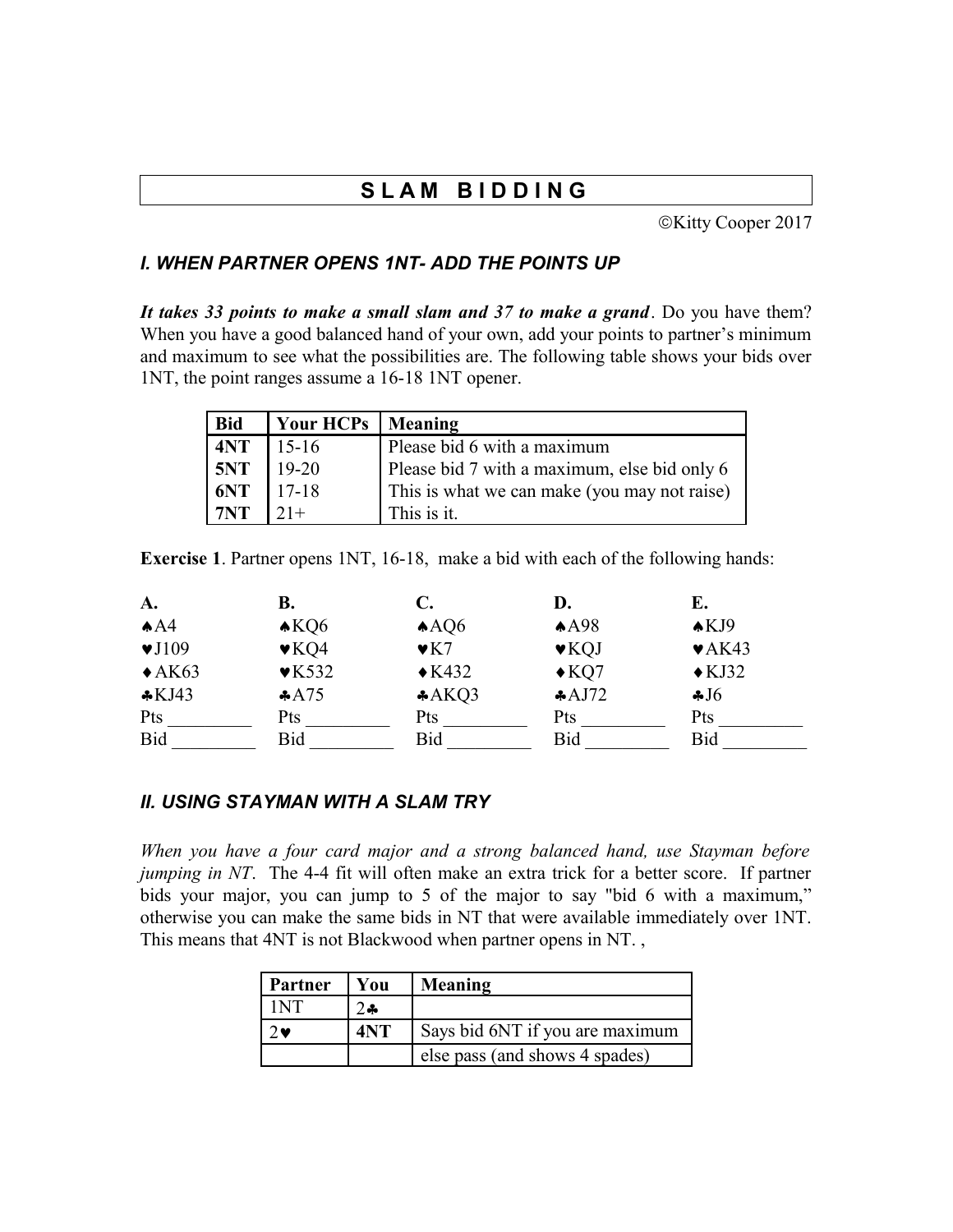# S L A M   B I D D I N G

©Kitty Cooper 2017

## *I. WHEN PARTNER OPENS 1NT- ADD THE POINTS UP*

***It takes 33 points to make a small slam and 37 to make a grand***. Do you have them? When you have a good balanced hand of your own, add your points to partner's minimum and maximum to see what the possibilities are. The following table shows your bids over 1NT, the point ranges assume a 16-18 1NT opener.

| Bid | Your HCPs | Meaning |
|---|---|---|
| **4NT** | 15-16 | Please bid 6 with a maximum |
| **5NT** | 19-20 | Please bid 7 with a maximum, else bid only 6 |
| **6NT** | 17-18 | This is what we can make (you may not raise) |
| **7NT** | 21+ | This is it. |

**Exercise 1**. Partner opens 1NT, 16-18, make a bid with each of the following hands:

| **A.** | **B.** | **C.** | **D.** | **E.** |
|---|---|---|---|---|
| ♠A4 | ♠KQ6 | ♠AQ6 | ♠A98 | ♠KJ9 |
| ♥J109 | ♥KQ4 | ♥K7 | ♥KQJ | ♥AK43 |
| ♦AK63 | ♥K532 | ♦K432 | ♦KQ7 | ♦KJ32 |
| ♣KJ43 | ♣A75 | ♣AKQ3 | ♣AJ72 | ♣J6 |
| Pts _________ | Pts _________ | Pts _________ | Pts _________ | Pts _________ |
| Bid _________ | Bid _________ | Bid _________ | Bid _________ | Bid _________ |

## *II. USING STAYMAN WITH A SLAM TRY*

*When you have a four card major and a strong balanced hand, use Stayman before jumping in NT*. The 4-4 fit will often make an extra trick for a better score. If partner bids your major, you can jump to 5 of the major to say "bid 6 with a maximum," otherwise you can make the same bids in NT that were available immediately over 1NT. This means that 4NT is not Blackwood when partner opens in NT. ,

| Partner | You | Meaning |
|---|---|---|
| 1NT | 2♣ | |
| 2♥ | **4NT** | Says bid 6NT if you are maximum |
| | | else pass (and shows 4 spades) |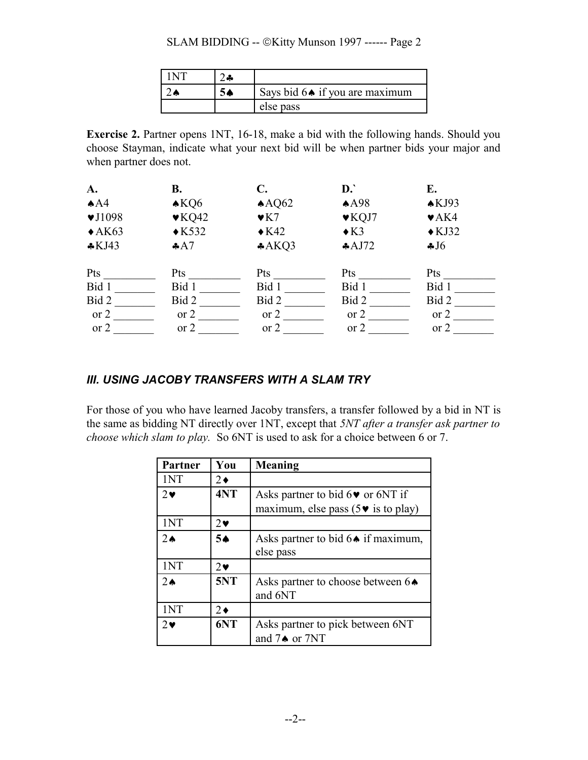| 1NT | 2♣ | |
|---|---|---|
| 2♠ | **5♠** | Says bid 6♠ if you are maximum |
| | | else pass |

**Exercise 2.** Partner opens 1NT, 16-18, make a bid with the following hands. Should you choose Stayman, indicate what your next bid will be when partner bids your major and when partner does not.

| A. | B. | C. | D.` | E. |
|---|---|---|---|---|
| ♠A4 | ♠KQ6 | ♠AQ62 | ♠A98 | ♠KJ93 |
| ♥J1098 | ♥KQ42 | ♥K7 | ♥KQJ7 | ♥AK4 |
| ♦AK63 | ♦K532 | ♦K42 | ♦K3 | ♦KJ32 |
| ♣KJ43 | ♣A7 | ♣AKQ3 | ♣AJ72 | ♣J6 |
| Pts ________ | Pts ________ | Pts ________ | Pts ________ | Pts ________ |
| Bid 1 _______ | Bid 1 _______ | Bid 1 _______ | Bid 1 _______ | Bid 1 _______ |
| Bid 2 _______ | Bid 2 _______ | Bid 2 _______ | Bid 2 _______ | Bid 2 _______ |
| or 2 _______ | or 2 _______ | or 2 _______ | or 2 _______ | or 2 _______ |
| or 2 _______ | or 2 _______ | or 2 _______ | or 2 _______ | or 2 _______ |

## *III. USING JACOBY TRANSFERS WITH A SLAM TRY*

For those of you who have learned Jacoby transfers, a transfer followed by a bid in NT is the same as bidding NT directly over 1NT, except that *5NT after a transfer ask partner to choose which slam to play.* So 6NT is used to ask for a choice between 6 or 7.

| Partner | You | Meaning |
|---|---|---|
| 1NT | 2♦ | |
| 2♥ | **4NT** | Asks partner to bid 6♥ or 6NT if maximum, else pass (5♥ is to play) |
| 1NT | 2♥ | |
| 2♠ | **5♠** | Asks partner to bid 6♠ if maximum, else pass |
| 1NT | 2♥ | |
| 2♠ | **5NT** | Asks partner to choose between 6♠ and 6NT |
| 1NT | 2♦ | |
| 2♥ | **6NT** | Asks partner to pick between 6NT and 7♠ or 7NT |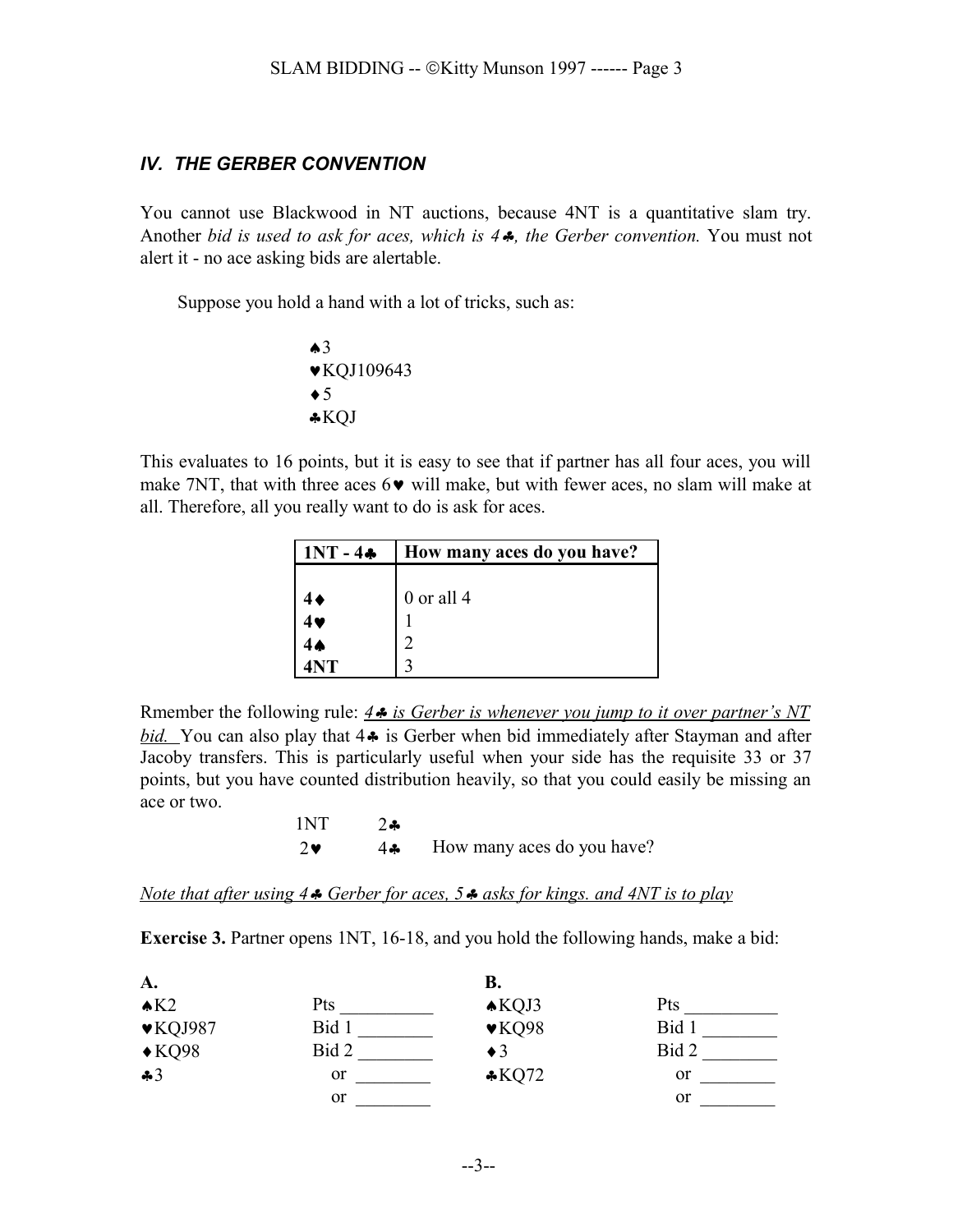## *IV. THE GERBER CONVENTION*

You cannot use Blackwood in NT auctions, because 4NT is a quantitative slam try. Another *bid is used to ask for aces, which is 4♣, the Gerber convention.* You must not alert it - no ace asking bids are alertable.

Suppose you hold a hand with a lot of tricks, such as:

♠3
♥KQJ109643
♦5
♣KQJ

This evaluates to 16 points, but it is easy to see that if partner has all four aces, you will make 7NT, that with three aces 6♥ will make, but with fewer aces, no slam will make at all. Therefore, all you really want to do is ask for aces.

| 1NT - 4♣ | How many aces do you have? |
|---|---|
| 4♦ | 0 or all 4 |
| 4♥ | 1 |
| 4♠ | 2 |
| 4NT | 3 |

Rmember the following rule: *4♣ is Gerber is whenever you jump to it over partner's NT bid.* You can also play that 4♣ is Gerber when bid immediately after Stayman and after Jacoby transfers. This is particularly useful when your side has the requisite 33 or 37 points, but you have counted distribution heavily, so that you could easily be missing an ace or two.

```
1NT   2♣
2♥    4♣    How many aces do you have?
```

*Note that after using 4♣ Gerber for aces, 5♣ asks for kings. and 4NT is to play*

**Exercise 3.** Partner opens 1NT, 16-18, and you hold the following hands, make a bid:

| **A.** | | **B.** | |
|---|---|---|---|
| ♠K2 | Pts ________ | ♠KQJ3 | Pts ________ |
| ♥KQJ987 | Bid 1 ________ | ♥KQ98 | Bid 1 ________ |
| ♦KQ98 | Bid 2 ________ | ♦3 | Bid 2 ________ |
| ♣3 | or ________ | ♣KQ72 | or ________ |
| | or ________ | | or ________ |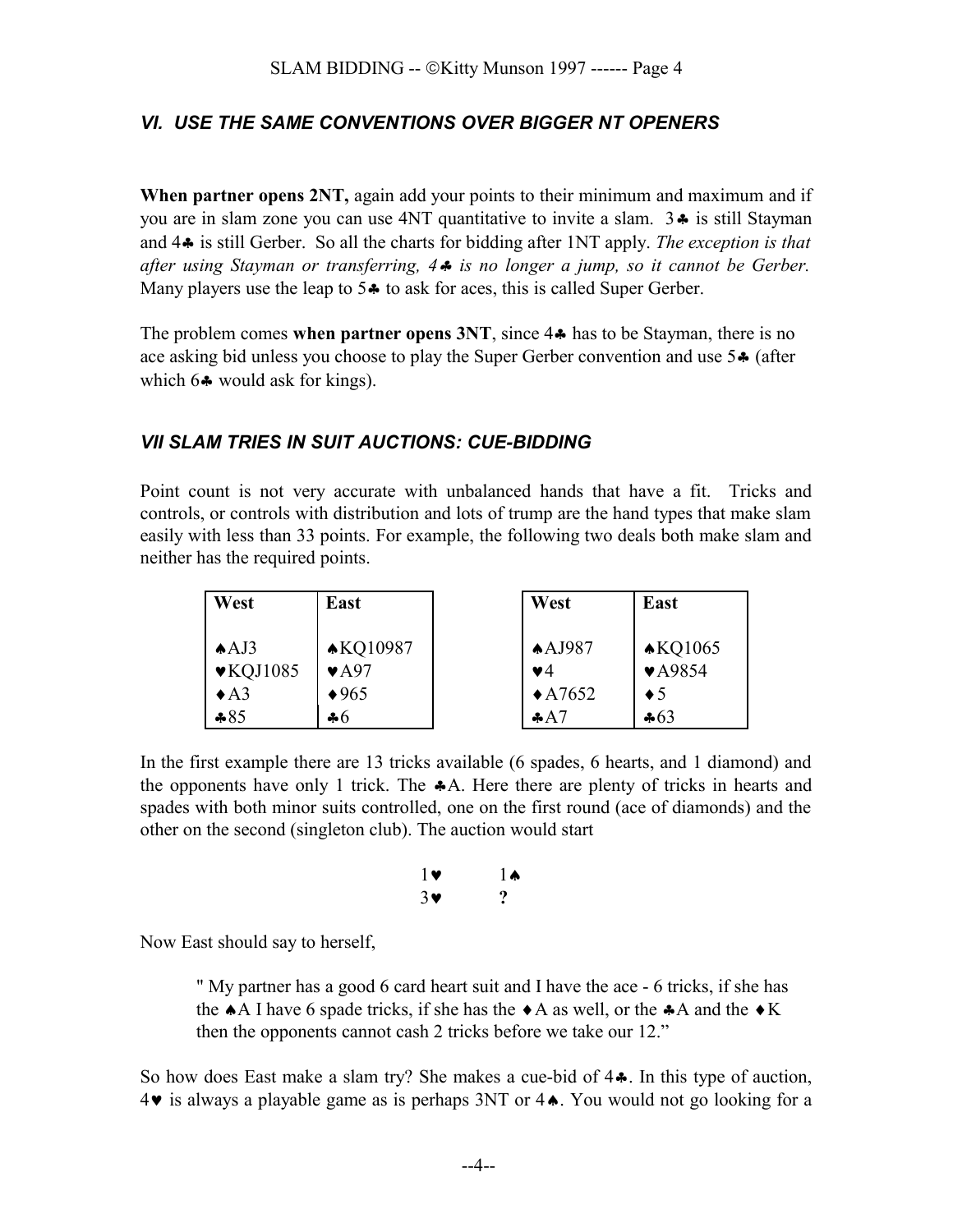### *VI. USE THE SAME CONVENTIONS OVER BIGGER NT OPENERS*

**When partner opens 2NT,** again add your points to their minimum and maximum and if you are in slam zone you can use 4NT quantitative to invite a slam. 3♣ is still Stayman and 4♣ is still Gerber. So all the charts for bidding after 1NT apply. *The exception is that after using Stayman or transferring, 4♣ is no longer a jump, so it cannot be Gerber.* Many players use the leap to 5♣ to ask for aces, this is called Super Gerber.

The problem comes **when partner opens 3NT**, since 4♣ has to be Stayman, there is no ace asking bid unless you choose to play the Super Gerber convention and use 5♣ (after which 6♣ would ask for kings).

### *VII SLAM TRIES IN SUIT AUCTIONS: CUE-BIDDING*

Point count is not very accurate with unbalanced hands that have a fit. Tricks and controls, or controls with distribution and lots of trump are the hand types that make slam easily with less than 33 points. For example, the following two deals both make slam and neither has the required points.

| West | East |
|---|---|
| ♠AJ3 | ♠KQ10987 |
| ♥KQJ1085 | ♥A97 |
| ♦A3 | ♦965 |
| ♣85 | ♣6 |

| West | East |
|---|---|
| ♠AJ987 | ♠KQ1065 |
| ♥4 | ♥A9854 |
| ♦A7652 | ♦5 |
| ♣A7 | ♣63 |

In the first example there are 13 tricks available (6 spades, 6 hearts, and 1 diamond) and the opponents have only 1 trick. The ♣A. Here there are plenty of tricks in hearts and spades with both minor suits controlled, one on the first round (ace of diamonds) and the other on the second (singleton club). The auction would start

| | |
|---|---|
| 1♥ | 1♠ |
| 3♥ | ? |

Now East should say to herself,

> " My partner has a good 6 card heart suit and I have the ace - 6 tricks, if she has the ♠A I have 6 spade tricks, if she has the ♦A as well, or the ♣A and the ♦K then the opponents cannot cash 2 tricks before we take our 12."

So how does East make a slam try? She makes a cue-bid of 4♣. In this type of auction, 4♥ is always a playable game as is perhaps 3NT or 4♠. You would not go looking for a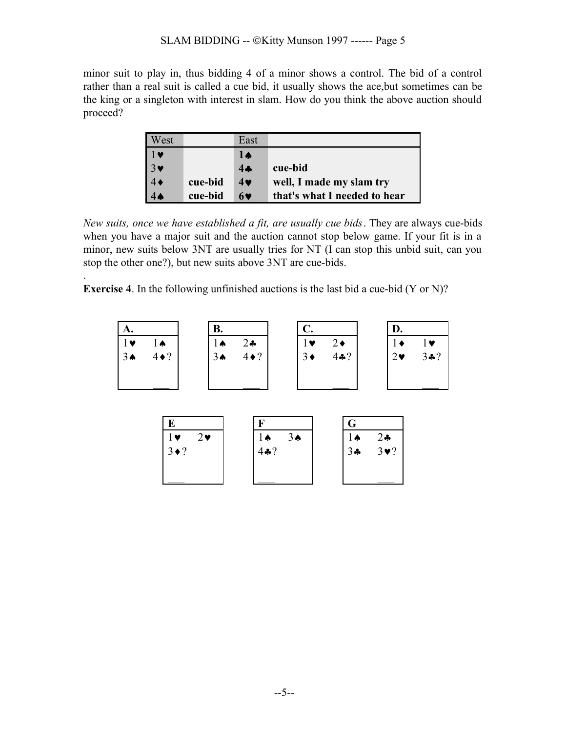minor suit to play in, thus bidding 4 of a minor shows a control. The bid of a control rather than a real suit is called a cue bid, it usually shows the ace,but sometimes can be the king or a singleton with interest in slam. How do you think the above auction should proceed?

| West | | East | |
|---|---|---|---|
| 1♥ | | **1♠** | |
| 3♥ | | **4♣** | **cue-bid** |
| 4♦ | **cue-bid** | **4♥** | **well, I made my slam try** |
| **4♠** | **cue-bid** | **6♥** | **that's what I needed to hear** |

*New suits, once we have established a fit, are usually cue bids*. They are always cue-bids when you have a major suit and the auction cannot stop below game. If your fit is in a minor, new suits below 3NT are usually tries for NT (I can stop this unbid suit, can you stop the other one?), but new suits above 3NT are cue-bids.

.

**Exercise 4**. In the following unfinished auctions is the last bid a cue-bid (Y or N)?

| **A.** | |
|---|---|
| 1♥ | 1♠ |
| 3♠ | 4♦? |
| | ___ |

| **B.** | |
|---|---|
| 1♠ | 2♣ |
| 3♠ | 4♦? |
| | ___ |

| **C.** | |
|---|---|
| 1♥ | 2♦ |
| 3♦ | 4♣? |
| | ___ |

| **D.** | |
|---|---|
| 1♦ | 1♥ |
| 2♥ | 3♣? |
| | ___ |

| **E** | |
|---|---|
| 1♥ | 2♥ |
| 3♦? | |
| ___ | |

| **F** | |
|---|---|
| 1♠ | 3♠ |
| 4♣? | |
| ___ | |

| **G** | |
|---|---|
| 1♠ | 2♣ |
| 3♣ | 3♥? |
| | ___ |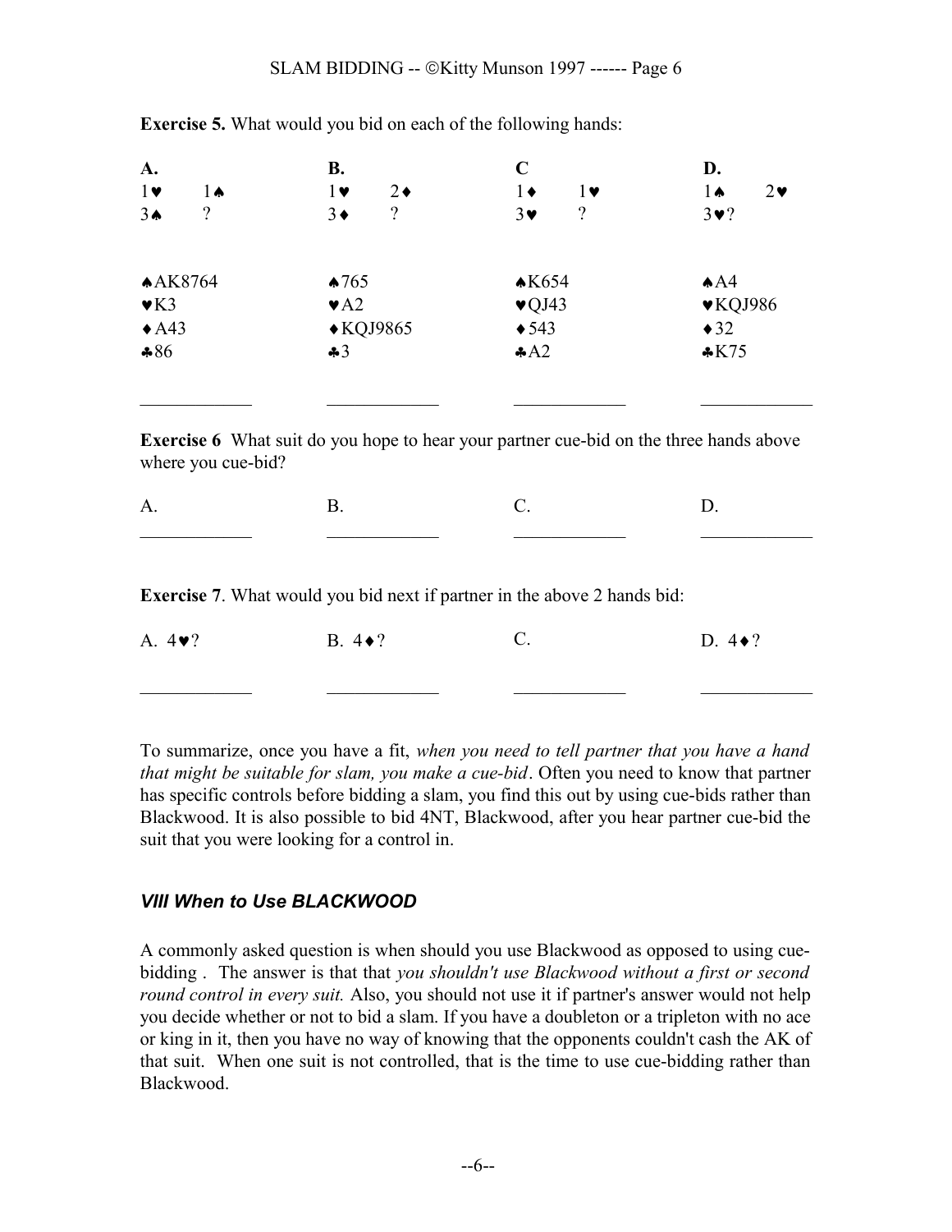**Exercise 5.** What would you bid on each of the following hands:

| **A.** | | **B.** | | **C** | | **D.** | |
|---|---|---|---|---|---|---|---|
| 1♥ | 1♠ | 1♥ | 2♦ | 1♦ | 1♥ | 1♠ | 2♥ |
| 3♠ | ? | 3♦ | ? | 3♥ | ? | 3♥? | |

| A. | B. | C. | D. |
|---|---|---|---|
| ♠AK8764 | ♠765 | ♠K654 | ♠A4 |
| ♥K3 | ♥A2 | ♥QJ43 | ♥KQJ986 |
| ♦A43 | ♦KQJ9865 | ♦543 | ♦32 |
| ♣86 | ♣3 | ♣A2 | ♣K75 |
| ____________ | ____________ | ____________ | ____________ |

**Exercise 6** What suit do you hope to hear your partner cue-bid on the three hands above where you cue-bid?

| A. | B. | C. | D. |
|---|---|---|---|
| ____________ | ____________ | ____________ | ____________ |

**Exercise 7**. What would you bid next if partner in the above 2 hands bid:

| A. 4♥? | B. 4♦? | C. | D. 4♦? |
|---|---|---|---|
| ____________ | ____________ | ____________ | ____________ |

To summarize, once you have a fit, *when you need to tell partner that you have a hand that might be suitable for slam, you make a cue-bid*. Often you need to know that partner has specific controls before bidding a slam, you find this out by using cue-bids rather than Blackwood. It is also possible to bid 4NT, Blackwood, after you hear partner cue-bid the suit that you were looking for a control in.

## *VIII When to Use BLACKWOOD*

A commonly asked question is when should you use Blackwood as opposed to using cue-bidding . The answer is that that *you shouldn't use Blackwood without a first or second round control in every suit.* Also, you should not use it if partner's answer would not help you decide whether or not to bid a slam. If you have a doubleton or a tripleton with no ace or king in it, then you have no way of knowing that the opponents couldn't cash the AK of that suit. When one suit is not controlled, that is the time to use cue-bidding rather than Blackwood.